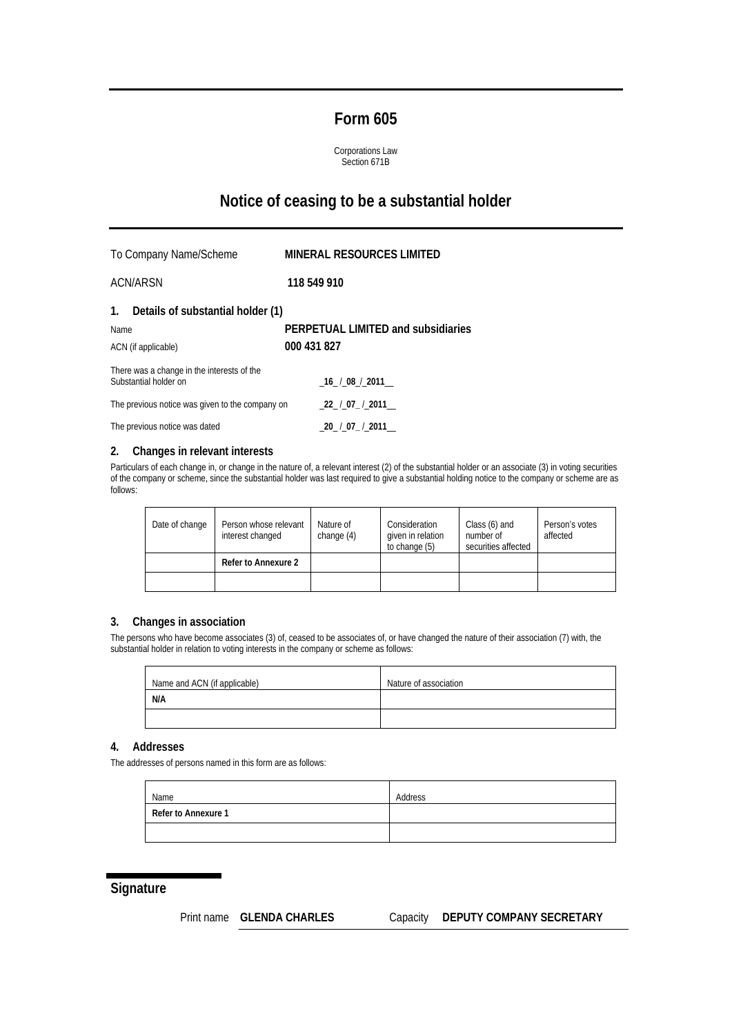# Form 605

Corporations Law
Section 671B

# Notice of ceasing to be a substantial holder

| | |
|---|---|
| To Company Name/Scheme | **MINERAL RESOURCES LIMITED** |
| ACN/ARSN | **118 549 910** |

## 1. Details of substantial holder (1)

| | |
|---|---|
| Name | **PERPETUAL LIMITED and subsidiaries** |
| ACN (if applicable) | **000 431 827** |
| There was a change in the interests of the Substantial holder on | _16_ /_08_/_2011__ |
| The previous notice was given to the company on | _22_ /_07_ /_2011__ |
| The previous notice was dated | _20_ /_07_ /_2011__ |

## 2. Changes in relevant interests

Particulars of each change in, or change in the nature of, a relevant interest (2) of the substantial holder or an associate (3) in voting securities of the company or scheme, since the substantial holder was last required to give a substantial holding notice to the company or scheme are as follows:

| Date of change | Person whose relevant interest changed | Nature of change (4) | Consideration given in relation to change (5) | Class (6) and number of securities affected | Person's votes affected |
|---|---|---|---|---|---|
| | **Refer to Annexure 2** | | | | |
| | | | | | |

## 3. Changes in association

The persons who have become associates (3) of, ceased to be associates of, or have changed the nature of their association (7) with, the substantial holder in relation to voting interests in the company or scheme as follows:

| Name and ACN (if applicable) | Nature of association |
|---|---|
| **N/A** | |
| | |

## 4. Addresses

The addresses of persons named in this form are as follows:

| Name | Address |
|---|---|
| **Refer to Annexure 1** | |
| | |

## Signature

Print name **GLENDA CHARLES** Capacity **DEPUTY COMPANY SECRETARY**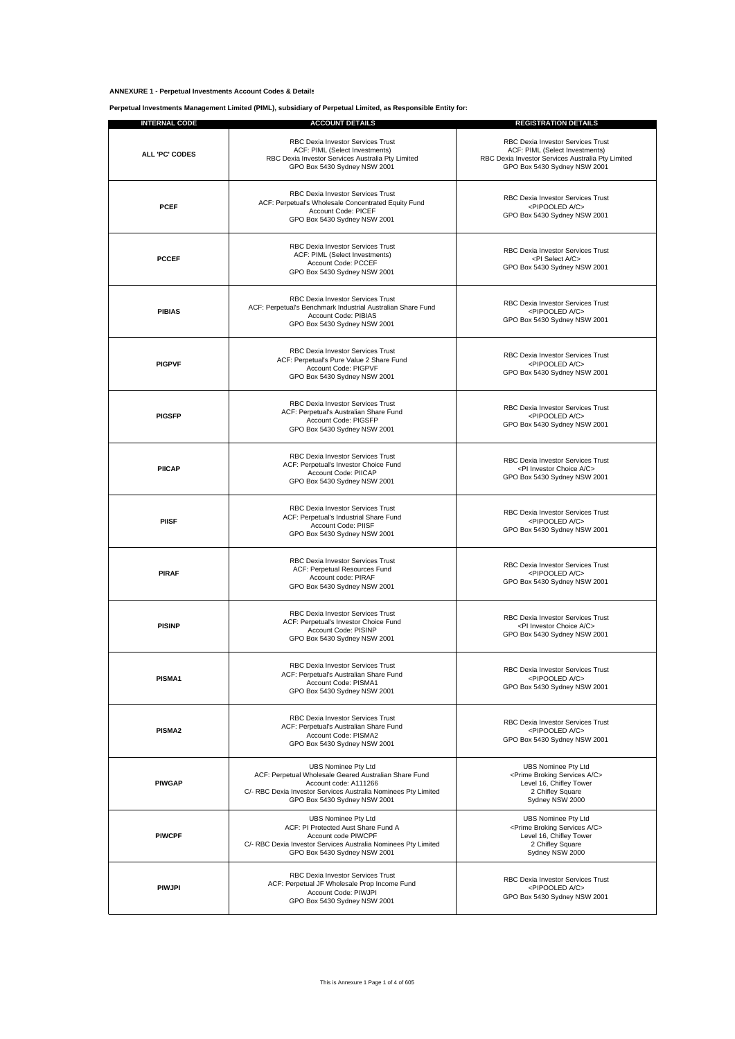**ANNEXURE 1 - Perpetual Investments Account Codes & Details**

**Perpetual Investments Management Limited (PIML), subsidiary of Perpetual Limited, as Responsible Entity for:**

| INTERNAL CODE | ACCOUNT DETAILS | REGISTRATION DETAILS |
|---|---|---|
| **ALL 'PC' CODES** | RBC Dexia Investor Services Trust<br>ACF: PIML (Select Investments)<br>RBC Dexia Investor Services Australia Pty Limited<br>GPO Box 5430 Sydney NSW 2001 | RBC Dexia Investor Services Trust<br>ACF: PIML (Select Investments)<br>RBC Dexia Investor Services Australia Pty Limited<br>GPO Box 5430 Sydney NSW 2001 |
| **PCEF** | RBC Dexia Investor Services Trust<br>ACF: Perpetual's Wholesale Concentrated Equity Fund<br>Account Code: PICEF<br>GPO Box 5430 Sydney NSW 2001 | RBC Dexia Investor Services Trust<br><PIPOOLED A/C><br>GPO Box 5430 Sydney NSW 2001 |
| **PCCEF** | RBC Dexia Investor Services Trust<br>ACF: PIML (Select Investments)<br>Account Code: PCCEF<br>GPO Box 5430 Sydney NSW 2001 | RBC Dexia Investor Services Trust<br><PI Select A/C><br>GPO Box 5430 Sydney NSW 2001 |
| **PIBIAS** | RBC Dexia Investor Services Trust<br>ACF: Perpetual's Benchmark Industrial Australian Share Fund<br>Account Code: PIBIAS<br>GPO Box 5430 Sydney NSW 2001 | RBC Dexia Investor Services Trust<br><PIPOOLED A/C><br>GPO Box 5430 Sydney NSW 2001 |
| **PIGPVF** | RBC Dexia Investor Services Trust<br>ACF: Perpetual's Pure Value 2 Share Fund<br>Account Code: PIGPVF<br>GPO Box 5430 Sydney NSW 2001 | RBC Dexia Investor Services Trust<br><PIPOOLED A/C><br>GPO Box 5430 Sydney NSW 2001 |
| **PIGSFP** | RBC Dexia Investor Services Trust<br>ACF: Perpetual's Australian Share Fund<br>Account Code: PIGSFP<br>GPO Box 5430 Sydney NSW 2001 | RBC Dexia Investor Services Trust<br><PIPOOLED A/C><br>GPO Box 5430 Sydney NSW 2001 |
| **PIICAP** | RBC Dexia Investor Services Trust<br>ACF: Perpetual's Investor Choice Fund<br>Account Code: PIICAP<br>GPO Box 5430 Sydney NSW 2001 | RBC Dexia Investor Services Trust<br><PI Investor Choice A/C><br>GPO Box 5430 Sydney NSW 2001 |
| **PIISF** | RBC Dexia Investor Services Trust<br>ACF: Perpetual's Industrial Share Fund<br>Account Code: PIISF<br>GPO Box 5430 Sydney NSW 2001 | RBC Dexia Investor Services Trust<br><PIPOOLED A/C><br>GPO Box 5430 Sydney NSW 2001 |
| **PIRAF** | RBC Dexia Investor Services Trust<br>ACF: Perpetual Resources Fund<br>Account code: PIRAF<br>GPO Box 5430 Sydney NSW 2001 | RBC Dexia Investor Services Trust<br><PIPOOLED A/C><br>GPO Box 5430 Sydney NSW 2001 |
| **PISINP** | RBC Dexia Investor Services Trust<br>ACF: Perpetual's Investor Choice Fund<br>Account Code: PISINP<br>GPO Box 5430 Sydney NSW 2001 | RBC Dexia Investor Services Trust<br><PI Investor Choice A/C><br>GPO Box 5430 Sydney NSW 2001 |
| **PISMA1** | RBC Dexia Investor Services Trust<br>ACF: Perpetual's Australian Share Fund<br>Account Code: PISMA1<br>GPO Box 5430 Sydney NSW 2001 | RBC Dexia Investor Services Trust<br><PIPOOLED A/C><br>GPO Box 5430 Sydney NSW 2001 |
| **PISMA2** | RBC Dexia Investor Services Trust<br>ACF: Perpetual's Australian Share Fund<br>Account Code: PISMA2<br>GPO Box 5430 Sydney NSW 2001 | RBC Dexia Investor Services Trust<br><PIPOOLED A/C><br>GPO Box 5430 Sydney NSW 2001 |
| **PIWGAP** | UBS Nominee Pty Ltd<br>ACF: Perpetual Wholesale Geared Australian Share Fund<br>Account code: A111266<br>C/- RBC Dexia Investor Services Australia Nominees Pty Limited<br>GPO Box 5430 Sydney NSW 2001 | UBS Nominee Pty Ltd<br><Prime Broking Services A/C><br>Level 16, Chifley Tower<br>2 Chifley Square<br>Sydney NSW 2000 |
| **PIWCPF** | UBS Nominee Pty Ltd<br>ACF: PI Protected Aust Share Fund A<br>Account code PIWCPF<br>C/- RBC Dexia Investor Services Australia Nominees Pty Limited<br>GPO Box 5430 Sydney NSW 2001 | UBS Nominee Pty Ltd<br><Prime Broking Services A/C><br>Level 16, Chifley Tower<br>2 Chifley Square<br>Sydney NSW 2000 |
| **PIWJPI** | RBC Dexia Investor Services Trust<br>ACF: Perpetual JF Wholesale Prop Income Fund<br>Account Code: PIWJPI<br>GPO Box 5430 Sydney NSW 2001 | RBC Dexia Investor Services Trust<br><PIPOOLED A/C><br>GPO Box 5430 Sydney NSW 2001 |

This is Annexure 1 Page 1 of 4 of 605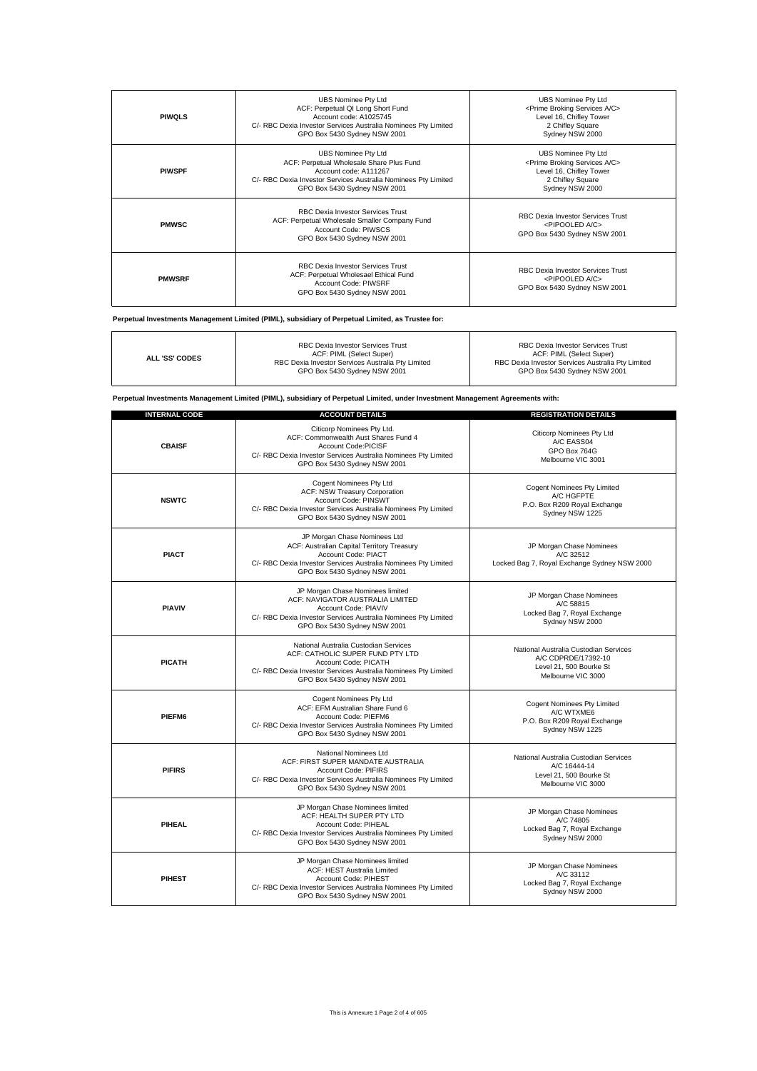| | | |
|---|---|---|
| **PIWQLS** | UBS Nominee Pty Ltd<br>ACF: Perpetual QI Long Short Fund<br>Account code: A1025745<br>C/- RBC Dexia Investor Services Australia Nominees Pty Limited<br>GPO Box 5430 Sydney NSW 2001 | UBS Nominee Pty Ltd<br><Prime Broking Services A/C><br>Level 16, Chifley Tower<br>2 Chifley Square<br>Sydney NSW 2000 |
| **PIWSPF** | UBS Nominee Pty Ltd<br>ACF: Perpetual Wholesale Share Plus Fund<br>Account code: A111267<br>C/- RBC Dexia Investor Services Australia Nominees Pty Limited<br>GPO Box 5430 Sydney NSW 2001 | UBS Nominee Pty Ltd<br><Prime Broking Services A/C><br>Level 16, Chifley Tower<br>2 Chifley Square<br>Sydney NSW 2000 |
| **PMWSC** | RBC Dexia Investor Services Trust<br>ACF: Perpetual Wholesale Smaller Company Fund<br>Account Code: PIWSCS<br>GPO Box 5430 Sydney NSW 2001 | RBC Dexia Investor Services Trust<br><PIPOOLED A/C><br>GPO Box 5430 Sydney NSW 2001 |
| **PMWSRF** | RBC Dexia Investor Services Trust<br>ACF: Perpetual Wholesael Ethical Fund<br>Account Code: PIWSRF<br>GPO Box 5430 Sydney NSW 2001 | RBC Dexia Investor Services Trust<br><PIPOOLED A/C><br>GPO Box 5430 Sydney NSW 2001 |

**Perpetual Investments Management Limited (PIML), subsidiary of Perpetual Limited, as Trustee for:**

| | | |
|---|---|---|
| **ALL 'SS' CODES** | RBC Dexia Investor Services Trust<br>ACF: PIML (Select Super)<br>RBC Dexia Investor Services Australia Pty Limited<br>GPO Box 5430 Sydney NSW 2001 | RBC Dexia Investor Services Trust<br>ACF: PIML (Select Super)<br>RBC Dexia Investor Services Australia Pty Limited<br>GPO Box 5430 Sydney NSW 2001 |

**Perpetual Investments Management Limited (PIML), subsidiary of Perpetual Limited, under Investment Management Agreements with:**

| INTERNAL CODE | ACCOUNT DETAILS | REGISTRATION DETAILS |
|---|---|---|
| **CBAISF** | Citicorp Nominees Pty Ltd.<br>ACF: Commonwealth Aust Shares Fund 4<br>Account Code:PICISF<br>C/- RBC Dexia Investor Services Australia Nominees Pty Limited<br>GPO Box 5430 Sydney NSW 2001 | Citicorp Nominees Pty Ltd<br>A/C EASS04<br>GPO Box 764G<br>Melbourne VIC 3001 |
| **NSWTC** | Cogent Nominees Pty Ltd<br>ACF: NSW Treasury Corporation<br>Account Code: PINSWT<br>C/- RBC Dexia Investor Services Australia Nominees Pty Limited<br>GPO Box 5430 Sydney NSW 2001 | Cogent Nominees Pty Limited<br>A/C HGFPTE<br>P.O. Box R209 Royal Exchange<br>Sydney NSW 1225 |
| **PIACT** | JP Morgan Chase Nominees Ltd<br>ACF: Australian Capital Territory Treasury<br>Account Code: PIACT<br>C/- RBC Dexia Investor Services Australia Nominees Pty Limited<br>GPO Box 5430 Sydney NSW 2001 | JP Morgan Chase Nominees<br>A/C 32512<br>Locked Bag 7, Royal Exchange Sydney NSW 2000 |
| **PIAVIV** | JP Morgan Chase Nominees limited<br>ACF: NAVIGATOR AUSTRALIA LIMITED<br>Account Code: PIAVIV<br>C/- RBC Dexia Investor Services Australia Nominees Pty Limited<br>GPO Box 5430 Sydney NSW 2001 | JP Morgan Chase Nominees<br>A/C 58815<br>Locked Bag 7, Royal Exchange<br>Sydney NSW 2000 |
| **PICATH** | National Australia Custodian Services<br>ACF: CATHOLIC SUPER FUND PTY LTD<br>Account Code: PICATH<br>C/- RBC Dexia Investor Services Australia Nominees Pty Limited<br>GPO Box 5430 Sydney NSW 2001 | National Australia Custodian Services<br>A/C CDPRDE/17392-10<br>Level 21, 500 Bourke St<br>Melbourne VIC 3000 |
| **PIEFM6** | Cogent Nominees Pty Ltd<br>ACF: EFM Australian Share Fund 6<br>Account Code: PIEFM6<br>C/- RBC Dexia Investor Services Australia Nominees Pty Limited<br>GPO Box 5430 Sydney NSW 2001 | Cogent Nominees Pty Limited<br>A/C WTXME6<br>P.O. Box R209 Royal Exchange<br>Sydney NSW 1225 |
| **PIFIRS** | National Nominees Ltd<br>ACF: FIRST SUPER MANDATE AUSTRALIA<br>Account Code: PIFIRS<br>C/- RBC Dexia Investor Services Australia Nominees Pty Limited<br>GPO Box 5430 Sydney NSW 2001 | National Australia Custodian Services<br>A/C 16444-14<br>Level 21, 500 Bourke St<br>Melbourne VIC 3000 |
| **PIHEAL** | JP Morgan Chase Nominees limited<br>ACF: HEALTH SUPER PTY LTD<br>Account Code: PIHEAL<br>C/- RBC Dexia Investor Services Australia Nominees Pty Limited<br>GPO Box 5430 Sydney NSW 2001 | JP Morgan Chase Nominees<br>A/C 74805<br>Locked Bag 7, Royal Exchange<br>Sydney NSW 2000 |
| **PIHEST** | JP Morgan Chase Nominees limited<br>ACF: HEST Australia Limited<br>Account Code: PIHEST<br>C/- RBC Dexia Investor Services Australia Nominees Pty Limited<br>GPO Box 5430 Sydney NSW 2001 | JP Morgan Chase Nominees<br>A/C 33112<br>Locked Bag 7, Royal Exchange<br>Sydney NSW 2000 |

This is Annexure 1 Page 2 of 4 of 605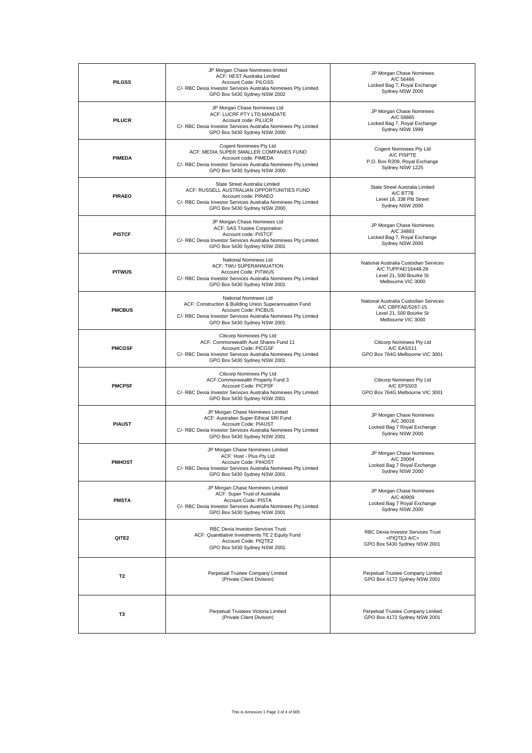| | | |
|---|---|---|
| **PILGSS** | JP Morgan Chase Nominees limited<br>ACF: HEST Australia Limited<br>Account Code: PILGSS<br>C/- RBC Dexia Investor Services Australia Nominees Pty Limited<br>GPO Box 5430 Sydney NSW 2002 | JP Morgan Chase Nominees<br>A/C 56466<br>Locked Bag 7, Royal Exchange<br>Sydney NSW 2000 |
| **PILUCR** | JP Morgan Chase Nominees Ltd<br>ACF: LUCRF PTY LTD MANDATE<br>Account code: PILUCR<br>C/- RBC Dexia Investor Services Australia Nominees Pty Limited<br>GPO Box 5430 Sydney NSW 2000 | JP Morgan Chase Nominees<br>A/C 58865<br>Locked Bag 7, Royal Exchange<br>Sydney NSW 1999 |
| **PIMEDA** | Cogent Nominees Pty Ltd<br>ACF: MEDIA SUPER SMALLER COMPANIES FUND<br>Account code: PIMEDA<br>C/- RBC Dexia Investor Services Australia Nominees Pty Limited<br>GPO Box 5430 Sydney NSW 2000 | Cogent Nominees Pty Ltd<br>A/C PISPTE<br>P.O. Box R209, Royal Exchange<br>Sydney NSW 1225 |
| **PIRAEO** | State Street Australia Limited<br>ACF: RUSSELL AUSTRALIAN OPPORTUNITIES FUND<br>Account code: PIRAEO<br>C/- RBC Dexia Investor Services Australia Nominees Pty Limited<br>GPO Box 5430 Sydney NSW 2000 | State Street Australia Limited<br>A/C BT7B<br>Level 18, 338 Pitt Street<br>Sydney NSW 2000 |
| **PISTCF** | JP Morgan Chase Nominees Ltd<br>ACF: SAS Trustee Corporation<br>Account code: PISTCF<br>C/- RBC Dexia Investor Services Australia Nominees Pty Limited<br>GPO Box 5430 Sydney NSW 2001 | JP Morgan Chase Nominees<br>A/C 34893<br>Locked Bag 7, Royal Exchange<br>Sydney NSW 2000 |
| **PITWUS** | National Nominees Ltd<br>ACF: TWU SUPERANNUATION<br>Account Code: PITWUS<br>C/- RBC Dexia Investor Services Australia Nominees Pty Limited<br>GPO Box 5430 Sydney NSW 2001 | National Australia Custodian Services<br>A/C TUPPAE/16448-28<br>Level 21, 500 Bourke St<br>Melbourne VIC 3000 |
| **PMCBUS** | National Nominees Ltd<br>ACF: Construction & Building Union Superannuation Fund<br>Account Code: PICBUS<br>C/- RBC Dexia Investor Services Australia Nominees Pty Limited<br>GPO Box 5430 Sydney NSW 2001 | National Australia Custodian Services<br>A/C CBPFAE/5267-15<br>Level 21, 500 Bourke St<br>Melbourne VIC 3000 |
| **PMCGSF** | Citicorp Nominees Pty Ltd<br>ACF: Commonwealth Aust Shares Fund 11<br>Account Code: PICGSF<br>C/- RBC Dexia Investor Services Australia Nominees Pty Limited<br>GPO Box 5430 Sydney NSW 2001 | Citicorp Nominees Pty Ltd<br>A/C EASS11<br>GPO Box 764G Melbourne VIC 3001 |
| **PMCPSF** | Citicorp Nominees Pty Ltd<br>ACF:Commonwealth Property Fund 3<br>Account Code: PICPSF<br>C/- RBC Dexia Investor Services Australia Nominees Pty Limited<br>GPO Box 5430 Sydney NSW 2001 | Citicorp Nominees Pty Ltd<br>A/C EPSS03<br>GPO Box 764G Melbourne VIC 3001 |
| **PIAUST** | JP Morgan Chase Nominees Limited<br>ACF: Australian Super Ethical SRI Fund<br>Account Code: PIAUST<br>C/- RBC Dexia Investor Services Australia Nominees Pty Limited<br>GPO Box 5430 Sydney NSW 2001 | JP Morgan Chase Nominees<br>A/C 36018<br>Locked Bag 7 Royal Exchange<br>Sydney NSW 2000 |
| **PMHOST** | JP Morgan Chase Nominees Limited<br>ACF: Host - Plus Pty Ltd<br>Account Code: PIHOST<br>C/- RBC Dexia Investor Services Australia Nominees Pty Limited<br>GPO Box 5430 Sydney NSW 2001 | JP Morgan Chase Nominees<br>A/C 20004<br>Locked Bag 7 Royal Exchange<br>Sydney NSW 2000 |
| **PMSTA** | JP Morgan Chase Nominees Limited<br>ACF: Super Trust of Australia<br>Account Code: PISTA<br>C/- RBC Dexia Investor Services Australia Nominees Pty Limited<br>GPO Box 5430 Sydney NSW 2001 | JP Morgan Chase Nominees<br>A/C 40909<br>Locked Bag 7 Royal Exchange<br>Sydney NSW 2000 |
| **QITE2** | RBC Dexia Investor Services Trust<br>ACF: Quantitative Investments TE 2 Equity Fund<br>Account Code: PIQTE2<br>GPO Box 5430 Sydney NSW 2001 | RBC Dexia Investor Services Trust<br><PIQTE2 A/C><br>GPO Box 5430 Sydney NSW 2001 |
| **T2** | Perpetual Trustee Company Limited<br>(Private Client Division) | Perpetual Trustee Company Limited<br>GPO Box 4172 Sydney NSW 2001 |
| **T3** | Perpetual Trustees Victoria Limited<br>(Private Client Division) | Perpetual Trustee Company Limited<br>GPO Box 4172 Sydney NSW 2001 |

This is Annexure 1 Page 3 of 4 of 605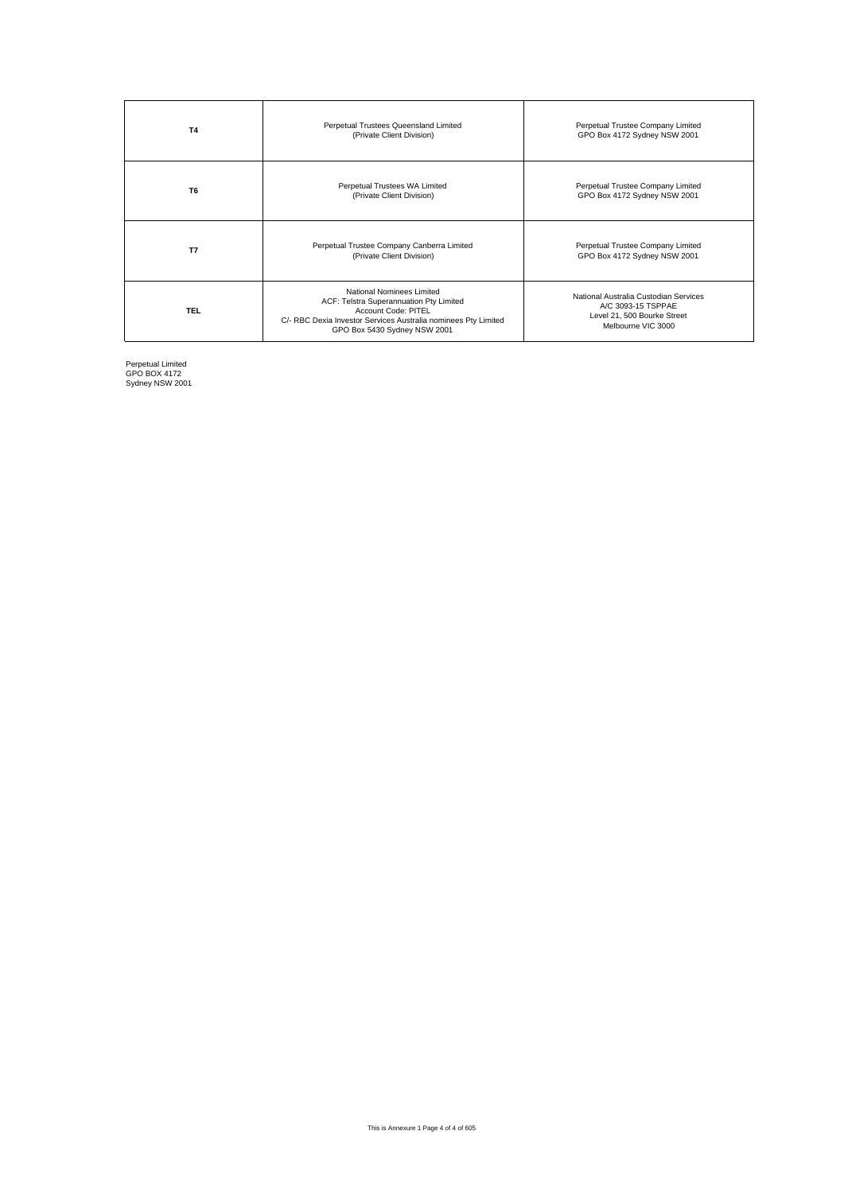| | | |
|---|---|---|
| **T4** | Perpetual Trustees Queensland Limited<br>(Private Client Division) | Perpetual Trustee Company Limited<br>GPO Box 4172 Sydney NSW 2001 |
| **T6** | Perpetual Trustees WA Limited<br>(Private Client Division) | Perpetual Trustee Company Limited<br>GPO Box 4172 Sydney NSW 2001 |
| **T7** | Perpetual Trustee Company Canberra Limited<br>(Private Client Division) | Perpetual Trustee Company Limited<br>GPO Box 4172 Sydney NSW 2001 |
| **TEL** | National Nominees Limited<br>ACF: Telstra Superannuation Pty Limited<br>Account Code: PITEL<br>C/- RBC Dexia Investor Services Australia nominees Pty Limited<br>GPO Box 5430 Sydney NSW 2001 | National Australia Custodian Services<br>A/C 3093-15 TSPPAE<br>Level 21, 500 Bourke Street<br>Melbourne VIC 3000 |

Perpetual Limited
GPO BOX 4172
Sydney NSW 2001

This is Annexure 1 Page 4 of 4 of 605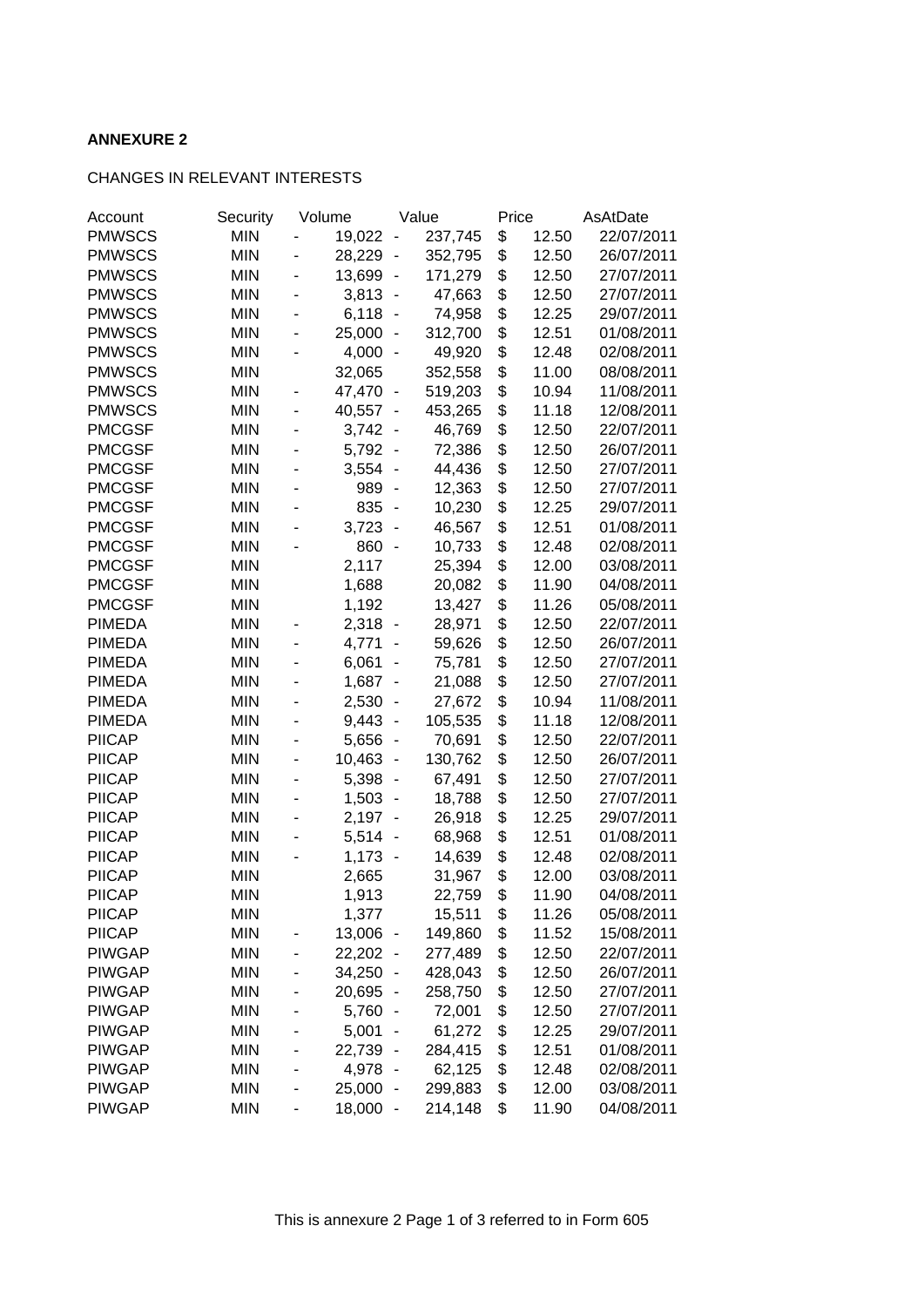**ANNEXURE 2**

CHANGES IN RELEVANT INTERESTS

| Account | Security | Volume | Value | Price | AsAtDate |
|---|---|---|---|---|---|
| PMWSCS | MIN | - 19,022 | - 237,745 | $ 12.50 | 22/07/2011 |
| PMWSCS | MIN | - 28,229 | - 352,795 | $ 12.50 | 26/07/2011 |
| PMWSCS | MIN | - 13,699 | - 171,279 | $ 12.50 | 27/07/2011 |
| PMWSCS | MIN | - 3,813 | - 47,663 | $ 12.50 | 27/07/2011 |
| PMWSCS | MIN | - 6,118 | - 74,958 | $ 12.25 | 29/07/2011 |
| PMWSCS | MIN | - 25,000 | - 312,700 | $ 12.51 | 01/08/2011 |
| PMWSCS | MIN | - 4,000 | - 49,920 | $ 12.48 | 02/08/2011 |
| PMWSCS | MIN | 32,065 | 352,558 | $ 11.00 | 08/08/2011 |
| PMWSCS | MIN | - 47,470 | - 519,203 | $ 10.94 | 11/08/2011 |
| PMWSCS | MIN | - 40,557 | - 453,265 | $ 11.18 | 12/08/2011 |
| PMCGSF | MIN | - 3,742 | - 46,769 | $ 12.50 | 22/07/2011 |
| PMCGSF | MIN | - 5,792 | - 72,386 | $ 12.50 | 26/07/2011 |
| PMCGSF | MIN | - 3,554 | - 44,436 | $ 12.50 | 27/07/2011 |
| PMCGSF | MIN | - 989 | - 12,363 | $ 12.50 | 27/07/2011 |
| PMCGSF | MIN | - 835 | - 10,230 | $ 12.25 | 29/07/2011 |
| PMCGSF | MIN | - 3,723 | - 46,567 | $ 12.51 | 01/08/2011 |
| PMCGSF | MIN | - 860 | - 10,733 | $ 12.48 | 02/08/2011 |
| PMCGSF | MIN | 2,117 | 25,394 | $ 12.00 | 03/08/2011 |
| PMCGSF | MIN | 1,688 | 20,082 | $ 11.90 | 04/08/2011 |
| PMCGSF | MIN | 1,192 | 13,427 | $ 11.26 | 05/08/2011 |
| PIMEDA | MIN | - 2,318 | - 28,971 | $ 12.50 | 22/07/2011 |
| PIMEDA | MIN | - 4,771 | - 59,626 | $ 12.50 | 26/07/2011 |
| PIMEDA | MIN | - 6,061 | - 75,781 | $ 12.50 | 27/07/2011 |
| PIMEDA | MIN | - 1,687 | - 21,088 | $ 12.50 | 27/07/2011 |
| PIMEDA | MIN | - 2,530 | - 27,672 | $ 10.94 | 11/08/2011 |
| PIMEDA | MIN | - 9,443 | - 105,535 | $ 11.18 | 12/08/2011 |
| PIICAP | MIN | - 5,656 | - 70,691 | $ 12.50 | 22/07/2011 |
| PIICAP | MIN | - 10,463 | - 130,762 | $ 12.50 | 26/07/2011 |
| PIICAP | MIN | - 5,398 | - 67,491 | $ 12.50 | 27/07/2011 |
| PIICAP | MIN | - 1,503 | - 18,788 | $ 12.50 | 27/07/2011 |
| PIICAP | MIN | - 2,197 | - 26,918 | $ 12.25 | 29/07/2011 |
| PIICAP | MIN | - 5,514 | - 68,968 | $ 12.51 | 01/08/2011 |
| PIICAP | MIN | - 1,173 | - 14,639 | $ 12.48 | 02/08/2011 |
| PIICAP | MIN | 2,665 | 31,967 | $ 12.00 | 03/08/2011 |
| PIICAP | MIN | 1,913 | 22,759 | $ 11.90 | 04/08/2011 |
| PIICAP | MIN | 1,377 | 15,511 | $ 11.26 | 05/08/2011 |
| PIICAP | MIN | - 13,006 | - 149,860 | $ 11.52 | 15/08/2011 |
| PIWGAP | MIN | - 22,202 | - 277,489 | $ 12.50 | 22/07/2011 |
| PIWGAP | MIN | - 34,250 | - 428,043 | $ 12.50 | 26/07/2011 |
| PIWGAP | MIN | - 20,695 | - 258,750 | $ 12.50 | 27/07/2011 |
| PIWGAP | MIN | - 5,760 | - 72,001 | $ 12.50 | 27/07/2011 |
| PIWGAP | MIN | - 5,001 | - 61,272 | $ 12.25 | 29/07/2011 |
| PIWGAP | MIN | - 22,739 | - 284,415 | $ 12.51 | 01/08/2011 |
| PIWGAP | MIN | - 4,978 | - 62,125 | $ 12.48 | 02/08/2011 |
| PIWGAP | MIN | - 25,000 | - 299,883 | $ 12.00 | 03/08/2011 |
| PIWGAP | MIN | - 18,000 | - 214,148 | $ 11.90 | 04/08/2011 |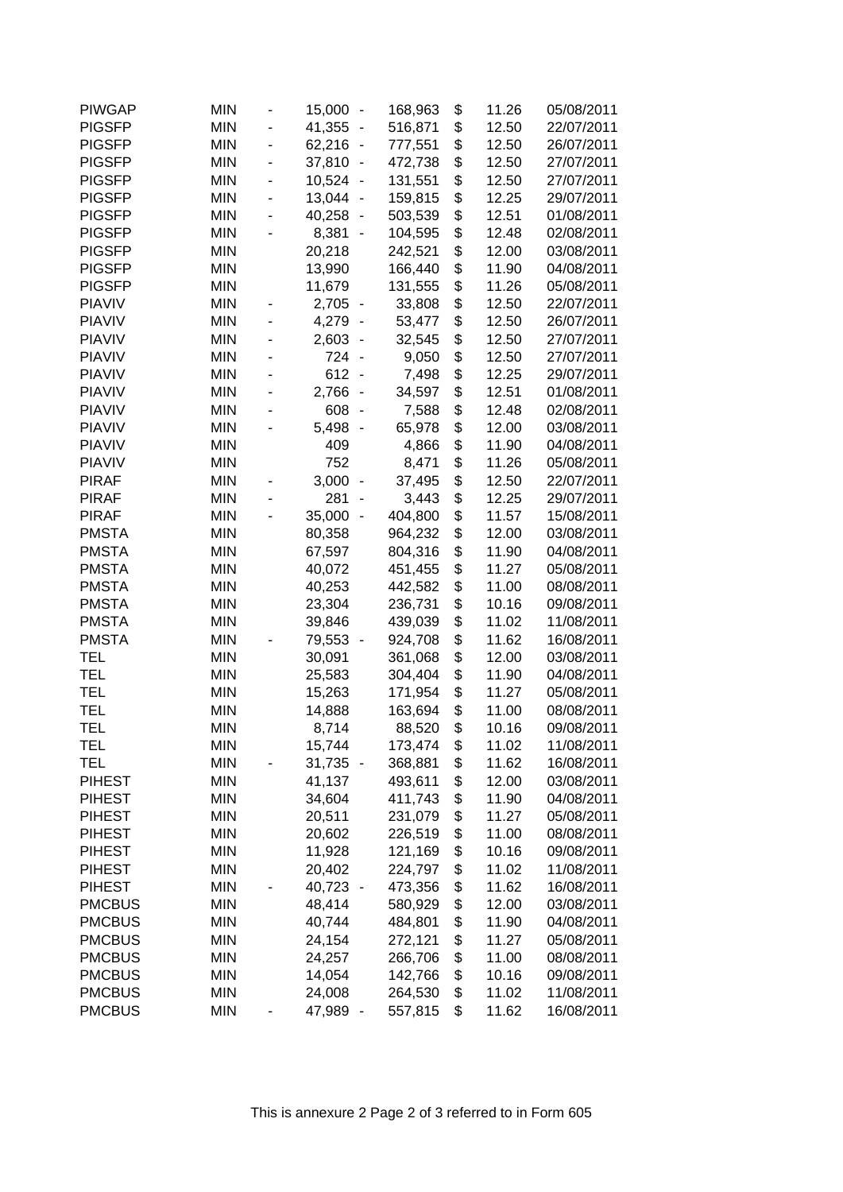| | | | | | | | | |
|---|---|---|---|---|---|---|---|---|
| PIWGAP | MIN | - | 15,000 | - | 168,963 | $ | 11.26 | 05/08/2011 |
| PIGSFP | MIN | - | 41,355 | - | 516,871 | $ | 12.50 | 22/07/2011 |
| PIGSFP | MIN | - | 62,216 | - | 777,551 | $ | 12.50 | 26/07/2011 |
| PIGSFP | MIN | - | 37,810 | - | 472,738 | $ | 12.50 | 27/07/2011 |
| PIGSFP | MIN | - | 10,524 | - | 131,551 | $ | 12.50 | 27/07/2011 |
| PIGSFP | MIN | - | 13,044 | - | 159,815 | $ | 12.25 | 29/07/2011 |
| PIGSFP | MIN | - | 40,258 | - | 503,539 | $ | 12.51 | 01/08/2011 |
| PIGSFP | MIN | - | 8,381 | - | 104,595 | $ | 12.48 | 02/08/2011 |
| PIGSFP | MIN | | 20,218 | | 242,521 | $ | 12.00 | 03/08/2011 |
| PIGSFP | MIN | | 13,990 | | 166,440 | $ | 11.90 | 04/08/2011 |
| PIGSFP | MIN | | 11,679 | | 131,555 | $ | 11.26 | 05/08/2011 |
| PIAVIV | MIN | - | 2,705 | - | 33,808 | $ | 12.50 | 22/07/2011 |
| PIAVIV | MIN | - | 4,279 | - | 53,477 | $ | 12.50 | 26/07/2011 |
| PIAVIV | MIN | - | 2,603 | - | 32,545 | $ | 12.50 | 27/07/2011 |
| PIAVIV | MIN | - | 724 | - | 9,050 | $ | 12.50 | 27/07/2011 |
| PIAVIV | MIN | - | 612 | - | 7,498 | $ | 12.25 | 29/07/2011 |
| PIAVIV | MIN | - | 2,766 | - | 34,597 | $ | 12.51 | 01/08/2011 |
| PIAVIV | MIN | - | 608 | - | 7,588 | $ | 12.48 | 02/08/2011 |
| PIAVIV | MIN | - | 5,498 | - | 65,978 | $ | 12.00 | 03/08/2011 |
| PIAVIV | MIN | | 409 | | 4,866 | $ | 11.90 | 04/08/2011 |
| PIAVIV | MIN | | 752 | | 8,471 | $ | 11.26 | 05/08/2011 |
| PIRAF | MIN | - | 3,000 | - | 37,495 | $ | 12.50 | 22/07/2011 |
| PIRAF | MIN | - | 281 | - | 3,443 | $ | 12.25 | 29/07/2011 |
| PIRAF | MIN | - | 35,000 | - | 404,800 | $ | 11.57 | 15/08/2011 |
| PMSTA | MIN | | 80,358 | | 964,232 | $ | 12.00 | 03/08/2011 |
| PMSTA | MIN | | 67,597 | | 804,316 | $ | 11.90 | 04/08/2011 |
| PMSTA | MIN | | 40,072 | | 451,455 | $ | 11.27 | 05/08/2011 |
| PMSTA | MIN | | 40,253 | | 442,582 | $ | 11.00 | 08/08/2011 |
| PMSTA | MIN | | 23,304 | | 236,731 | $ | 10.16 | 09/08/2011 |
| PMSTA | MIN | | 39,846 | | 439,039 | $ | 11.02 | 11/08/2011 |
| PMSTA | MIN | - | 79,553 | - | 924,708 | $ | 11.62 | 16/08/2011 |
| TEL | MIN | | 30,091 | | 361,068 | $ | 12.00 | 03/08/2011 |
| TEL | MIN | | 25,583 | | 304,404 | $ | 11.90 | 04/08/2011 |
| TEL | MIN | | 15,263 | | 171,954 | $ | 11.27 | 05/08/2011 |
| TEL | MIN | | 14,888 | | 163,694 | $ | 11.00 | 08/08/2011 |
| TEL | MIN | | 8,714 | | 88,520 | $ | 10.16 | 09/08/2011 |
| TEL | MIN | | 15,744 | | 173,474 | $ | 11.02 | 11/08/2011 |
| TEL | MIN | - | 31,735 | - | 368,881 | $ | 11.62 | 16/08/2011 |
| PIHEST | MIN | | 41,137 | | 493,611 | $ | 12.00 | 03/08/2011 |
| PIHEST | MIN | | 34,604 | | 411,743 | $ | 11.90 | 04/08/2011 |
| PIHEST | MIN | | 20,511 | | 231,079 | $ | 11.27 | 05/08/2011 |
| PIHEST | MIN | | 20,602 | | 226,519 | $ | 11.00 | 08/08/2011 |
| PIHEST | MIN | | 11,928 | | 121,169 | $ | 10.16 | 09/08/2011 |
| PIHEST | MIN | | 20,402 | | 224,797 | $ | 11.02 | 11/08/2011 |
| PIHEST | MIN | - | 40,723 | - | 473,356 | $ | 11.62 | 16/08/2011 |
| PMCBUS | MIN | | 48,414 | | 580,929 | $ | 12.00 | 03/08/2011 |
| PMCBUS | MIN | | 40,744 | | 484,801 | $ | 11.90 | 04/08/2011 |
| PMCBUS | MIN | | 24,154 | | 272,121 | $ | 11.27 | 05/08/2011 |
| PMCBUS | MIN | | 24,257 | | 266,706 | $ | 11.00 | 08/08/2011 |
| PMCBUS | MIN | | 14,054 | | 142,766 | $ | 10.16 | 09/08/2011 |
| PMCBUS | MIN | | 24,008 | | 264,530 | $ | 11.02 | 11/08/2011 |
| PMCBUS | MIN | - | 47,989 | - | 557,815 | $ | 11.62 | 16/08/2011 |

This is annexure 2 Page 2 of 3 referred to in Form 605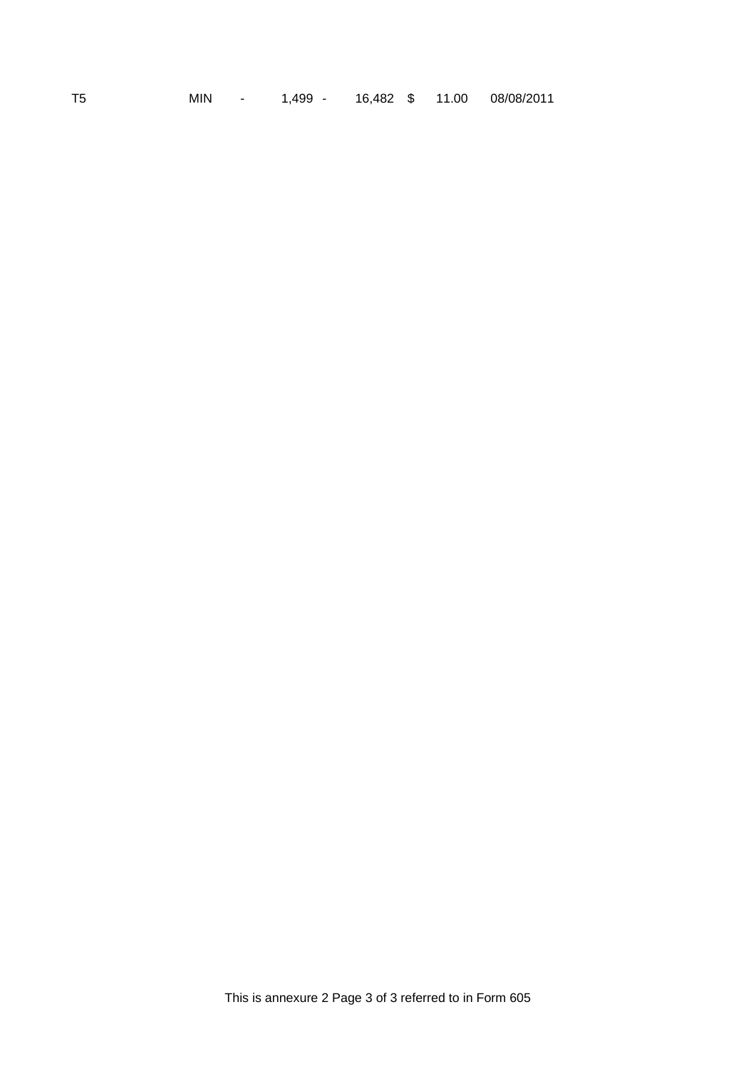| | | | | | | | | |
|---|---|---|---|---|---|---|---|---|
| T5 | MIN | - | 1,499 | - | 16,482 | $ | 11.00 | 08/08/2011 |

This is annexure 2 Page 3 of 3 referred to in Form 605